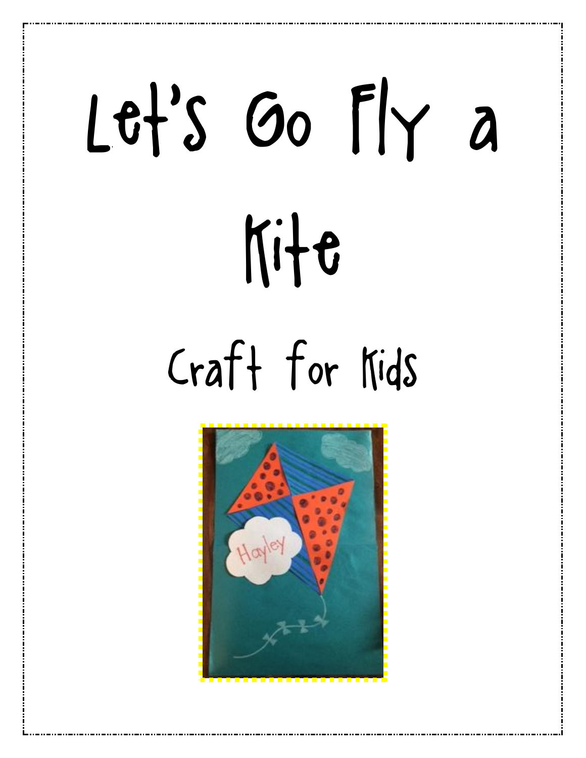# Let's Go Fly a Kite

## Craft for Kids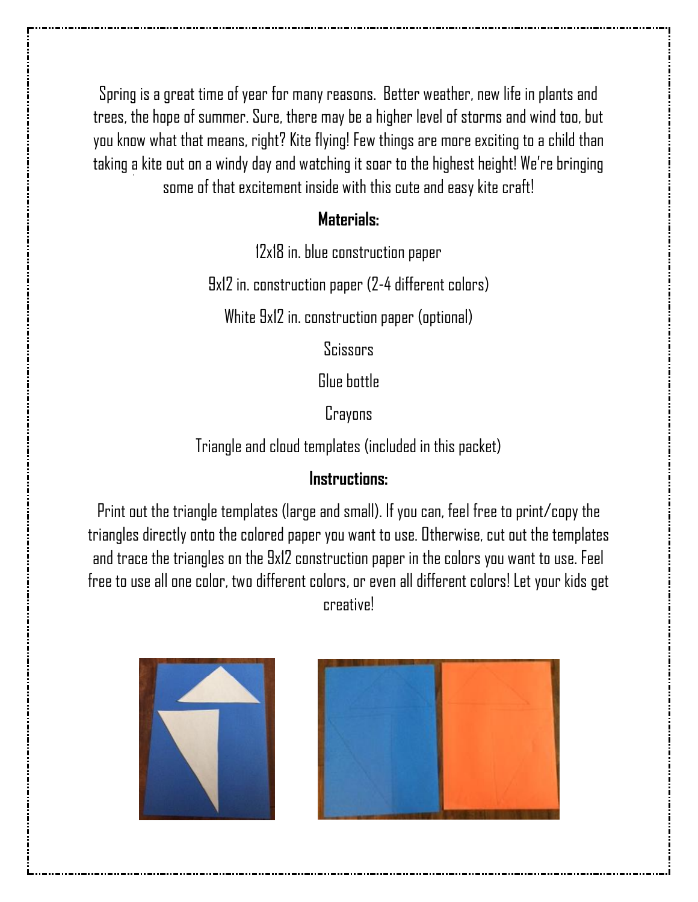Spring is a great time of year for many reasons. Better weather, new life in plants and trees, the hope of summer. Sure, there may be a higher level of storms and wind too, but you know what that means, right? Kite flying! Few things are more exciting to a child than taking a kite out on a windy day and watching it soar to the highest height! We're bringing some of that excitement inside with this cute and easy kite craft!

**Materials:**

12x18 in. blue construction paper

9x12 in. construction paper (2-4 different colors)

White 9x12 in. construction paper (optional)

Scissors

Glue bottle

Crayons

Triangle and cloud templates (included in this packet)

**Instructions:**

Print out the triangle templates (large and small). If you can, feel free to print/copy the triangles directly onto the colored paper you want to use. Otherwise, cut out the templates and trace the triangles on the 9x12 construction paper in the colors you want to use. Feel free to use all one color, two different colors, or even all different colors! Let your kids get creative!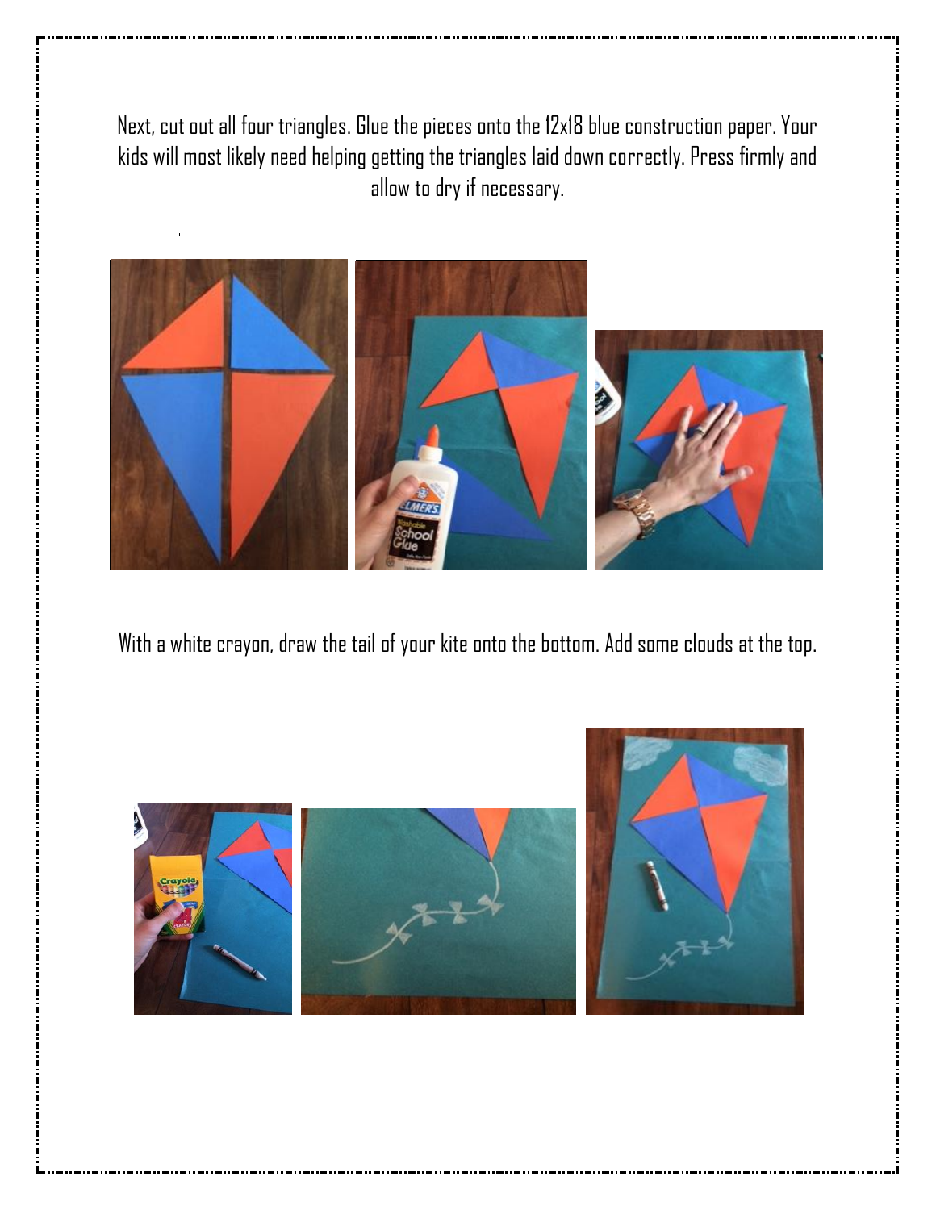Next, cut out all four triangles. Glue the pieces onto the 12x18 blue construction paper. Your kids will most likely need helping getting the triangles laid down correctly. Press firmly and allow to dry if necessary.

With a white crayon, draw the tail of your kite onto the bottom. Add some clouds at the top.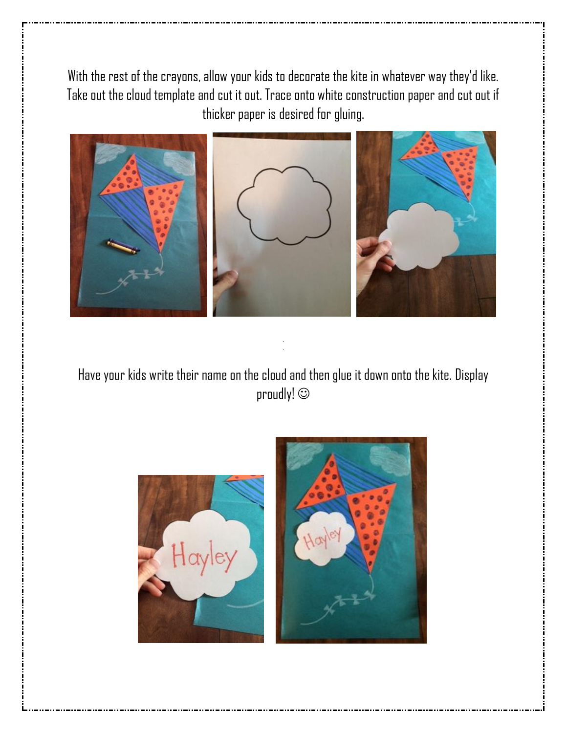With the rest of the crayons, allow your kids to decorate the kite in whatever way they'd like. Take out the cloud template and cut it out. Trace onto white construction paper and cut out if thicker paper is desired for gluing.

Have your kids write their name on the cloud and then glue it down onto the kite. Display proudly! ☺